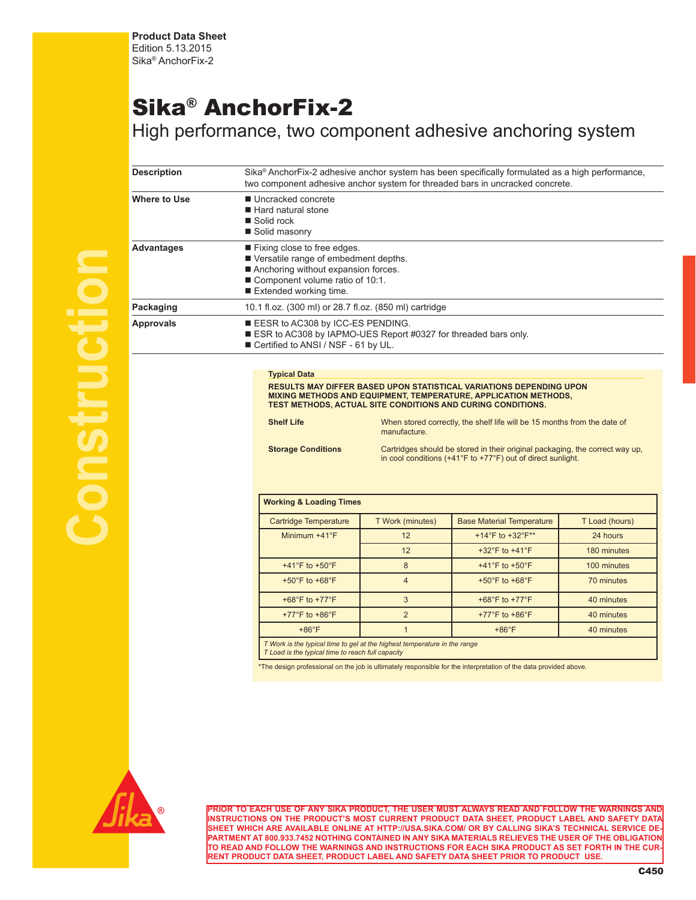**Product Data Sheet**
Edition 5.13.2015
Sika® AnchorFix-2

# Sika® AnchorFix-2

## High performance, two component adhesive anchoring system

| | |
|---|---|
| **Description** | Sika® AnchorFix-2 adhesive anchor system has been specifically formulated as a high performance, two component adhesive anchor system for threaded bars in uncracked concrete. |
| **Where to Use** | ■ Uncracked concrete<br>■ Hard natural stone<br>■ Solid rock<br>■ Solid masonry |
| **Advantages** | ■ Fixing close to free edges.<br>■ Versatile range of embedment depths.<br>■ Anchoring without expansion forces.<br>■ Component volume ratio of 10:1.<br>■ Extended working time. |
| **Packaging** | 10.1 fl.oz. (300 ml) or 28.7 fl.oz. (850 ml) cartridge |
| **Approvals** | ■ EESR to AC308 by ICC-ES PENDING.<br>■ ESR to AC308 by IAPMO-UES Report #0327 for threaded bars only.<br>■ Certified to ANSI / NSF - 61 by UL. |

**Typical Data**

**RESULTS MAY DIFFER BASED UPON STATISTICAL VARIATIONS DEPENDING UPON MIXING METHODS AND EQUIPMENT, TEMPERATURE, APPLICATION METHODS, TEST METHODS, ACTUAL SITE CONDITIONS AND CURING CONDITIONS.**

**Shelf Life** When stored correctly, the shelf life will be 15 months from the date of manufacture.

**Storage Conditions** Cartridges should be stored in their original packaging, the correct way up, in cool conditions (+41°F to +77°F) out of direct sunlight.

**Working & Loading Times**

| Cartridge Temperature | T Work (minutes) | Base Material Temperature | T Load (hours) |
|---|---|---|---|
| Minimum +41°F | 12 | +14°F to +32°F** | 24 hours |
| | 12 | +32°F to +41°F | 180 minutes |
| +41°F to +50°F | 8 | +41°F to +50°F | 100 minutes |
| +50°F to +68°F | 4 | +50°F to +68°F | 70 minutes |
| +68°F to +77°F | 3 | +68°F to +77°F | 40 minutes |
| +77°F to +86°F | 2 | +77°F to +86°F | 40 minutes |
| +86°F | 1 | +86°F | 40 minutes |

*T Work is the typical time to gel at the highest temperature in the range*
*T Load is the typical time to reach full capacity*

*The design professional on the job is ultimately responsible for the interpretation of the data provided above.

**PRIOR TO EACH USE OF ANY SIKA PRODUCT, THE USER MUST ALWAYS READ AND FOLLOW THE WARNINGS AND INSTRUCTIONS ON THE PRODUCT'S MOST CURRENT PRODUCT DATA SHEET, PRODUCT LABEL AND SAFETY DATA SHEET WHICH ARE AVAILABLE ONLINE AT HTTP://USA.SIKA.COM/ OR BY CALLING SIKA'S TECHNICAL SERVICE DEPARTMENT AT 800.933.7452 NOTHING CONTAINED IN ANY SIKA MATERIALS RELIEVES THE USER OF THE OBLIGATION TO READ AND FOLLOW THE WARNINGS AND INSTRUCTIONS FOR EACH SIKA PRODUCT AS SET FORTH IN THE CURRENT PRODUCT DATA SHEET, PRODUCT LABEL AND SAFETY DATA SHEET PRIOR TO PRODUCT USE.**

C450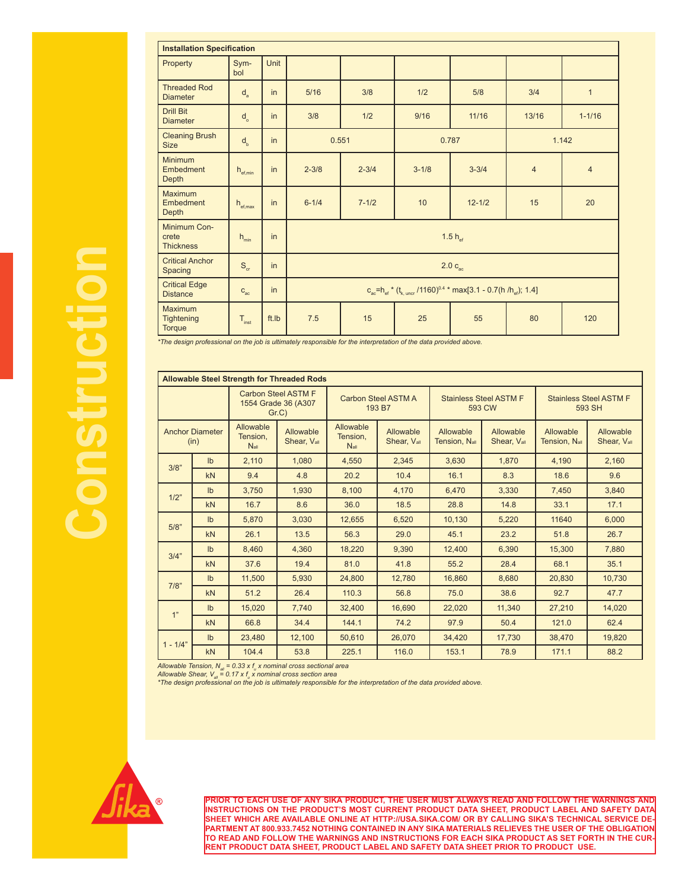| Installation Specification | | | | | | | | |
|---|---|---|---|---|---|---|---|---|
| Property | Symbol | Unit | | | | | | |
| Threaded Rod Diameter | $d_a$ | in | 5/16 | 3/8 | 1/2 | 5/8 | 3/4 | 1 |
| Drill Bit Diameter | $d_o$ | in | 3/8 | 1/2 | 9/16 | 11/16 | 13/16 | 1-1/16 |
| Cleaning Brush Size | $d_b$ | in | 0.551 | | 0.787 | | 1.142 | |
| Minimum Embedment Depth | $h_{ef,min}$ | in | 2-3/8 | 2-3/4 | 3-1/8 | 3-3/4 | 4 | 4 |
| Maximum Embedment Depth | $h_{ef,max}$ | in | 6-1/4 | 7-1/2 | 10 | 12-1/2 | 15 | 20 |
| Minimum Concrete Thickness | $h_{min}$ | in | $1.5\ h_{ef}$ | | | | | |
| Critical Anchor Spacing | $S_{cr}$ | in | $2.0\ c_{ac}$ | | | | | |
| Critical Edge Distance | $c_{ac}$ | in | $c_{ac}=h_{ef} * (t_{k,\,uncr}/1160)^{0.4} * \max[3.1 - 0.7(h/h_{ef});\ 1.4]$ | | | | | |
| Maximum Tightening Torque | $T_{inst}$ | ft.lb | 7.5 | 15 | 25 | 55 | 80 | 120 |

*The design professional on the job is ultimately responsible for the interpretation of the data provided above.*

| Allowable Steel Strength for Threaded Rods | | | | | | | | | | |
|---|---|---|---|---|---|---|---|---|---|---|
| | | Carbon Steel ASTM F 1554 Grade 36 (A307 Gr.C) | | Carbon Steel ASTM A 193 B7 | | Stainless Steel ASTM F 593 CW | | Stainless Steel ASTM F 593 SH | | |
| Anchor Diameter (in) | | Allowable Tension, $N_{all}$ | Allowable Shear, $V_{all}$ | Allowable Tension, $N_{all}$ | Allowable Shear, $V_{all}$ | Allowable Tension, $N_{all}$ | Allowable Shear, $V_{all}$ | Allowable Tension, $N_{all}$ | Allowable Shear, $V_{all}$ |
| 3/8" | lb | 2,110 | 1,080 | 4,550 | 2,345 | 3,630 | 1,870 | 4,190 | 2,160 |
| | kN | 9.4 | 4.8 | 20.2 | 10.4 | 16.1 | 8.3 | 18.6 | 9.6 |
| 1/2" | lb | 3,750 | 1,930 | 8,100 | 4,170 | 6,470 | 3,330 | 7,450 | 3,840 |
| | kN | 16.7 | 8.6 | 36.0 | 18.5 | 28.8 | 14.8 | 33.1 | 17.1 |
| 5/8" | lb | 5,870 | 3,030 | 12,655 | 6,520 | 10,130 | 5,220 | 11640 | 6,000 |
| | kN | 26.1 | 13.5 | 56.3 | 29.0 | 45.1 | 23.2 | 51.8 | 26.7 |
| 3/4" | lb | 8,460 | 4,360 | 18,220 | 9,390 | 12,400 | 6,390 | 15,300 | 7,880 |
| | kN | 37.6 | 19.4 | 81.0 | 41.8 | 55.2 | 28.4 | 68.1 | 35.1 |
| 7/8" | lb | 11,500 | 5,930 | 24,800 | 12,780 | 16,860 | 8,680 | 20,830 | 10,730 |
| | kN | 51.2 | 26.4 | 110.3 | 56.8 | 75.0 | 38.6 | 92.7 | 47.7 |
| 1" | lb | 15,020 | 7,740 | 32,400 | 16,690 | 22,020 | 11,340 | 27,210 | 14,020 |
| | kN | 66.8 | 34.4 | 144.1 | 74.2 | 97.9 | 50.4 | 121.0 | 62.4 |
| 1 - 1/4" | lb | 23,480 | 12,100 | 50,610 | 26,070 | 34,420 | 17,730 | 38,470 | 19,820 |
| | kN | 104.4 | 53.8 | 225.1 | 116.0 | 153.1 | 78.9 | 171.1 | 88.2 |

*Allowable Tension, $N_{al} = 0.33 \times f_u \times$ nominal cross sectional area*
*Allowable Shear, $V_{al} = 0.17 \times f_u \times$ nominal cross section area*
*The design professional on the job is ultimately responsible for the interpretation of the data provided above.*

**PRIOR TO EACH USE OF ANY SIKA PRODUCT, THE USER MUST ALWAYS READ AND FOLLOW THE WARNINGS AND INSTRUCTIONS ON THE PRODUCT'S MOST CURRENT PRODUCT DATA SHEET, PRODUCT LABEL AND SAFETY DATA SHEET WHICH ARE AVAILABLE ONLINE AT HTTP://USA.SIKA.COM/ OR BY CALLING SIKA'S TECHNICAL SERVICE DEPARTMENT AT 800.933.7452 NOTHING CONTAINED IN ANY SIKA MATERIALS RELIEVES THE USER OF THE OBLIGATION TO READ AND FOLLOW THE WARNINGS AND INSTRUCTIONS FOR EACH SIKA PRODUCT AS SET FORTH IN THE CURRENT PRODUCT DATA SHEET, PRODUCT LABEL AND SAFETY DATA SHEET PRIOR TO PRODUCT USE.**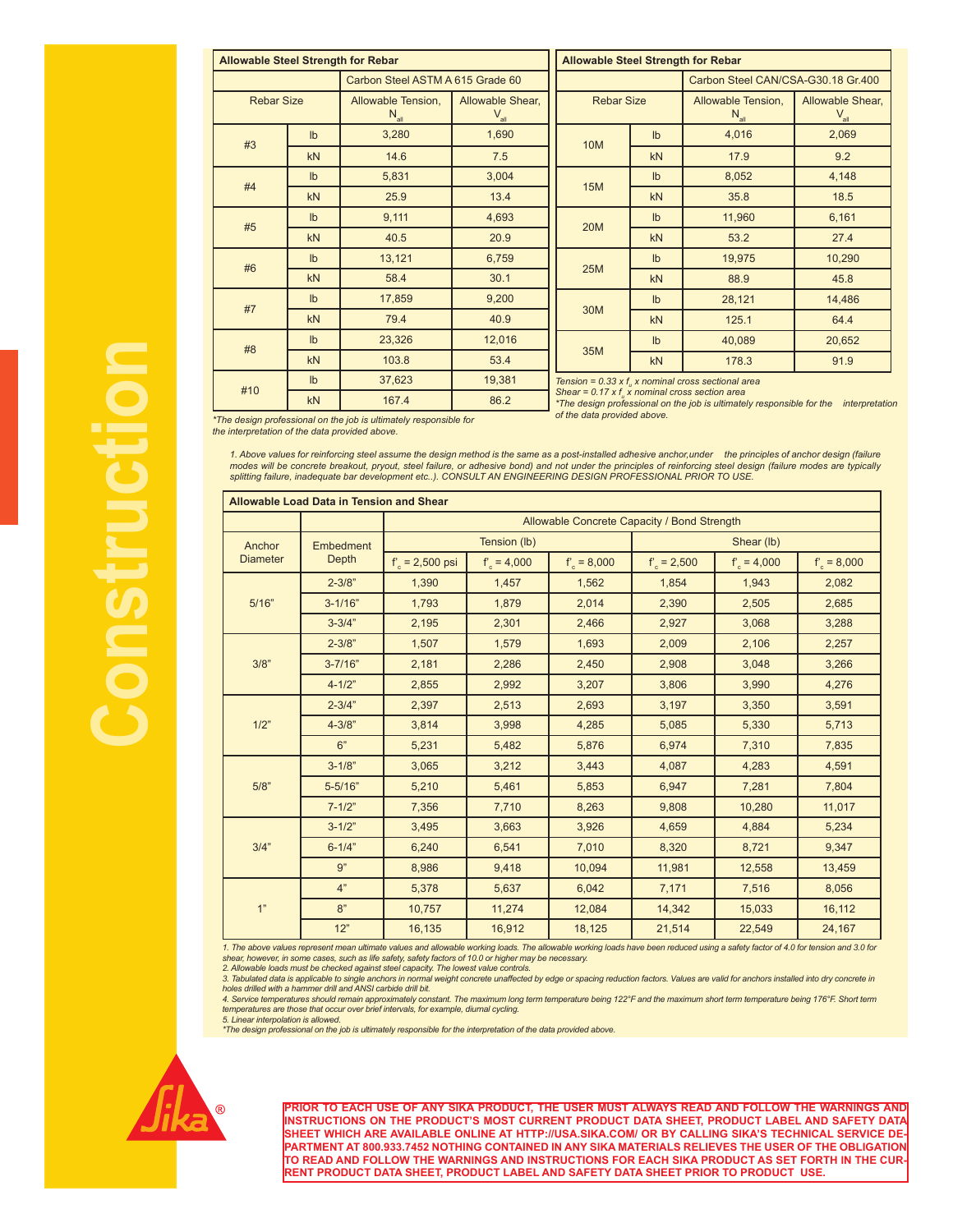| Allowable Steel Strength for Rebar | | | |
|---|---|---|---|
| | | Carbon Steel ASTM A 615 Grade 60 | |
| Rebar Size | | Allowable Tension, $N_{all}$ | Allowable Shear, $V_{all}$ |
| #3 | lb | 3,280 | 1,690 |
| | kN | 14.6 | 7.5 |
| #4 | lb | 5,831 | 3,004 |
| | kN | 25.9 | 13.4 |
| #5 | lb | 9,111 | 4,693 |
| | kN | 40.5 | 20.9 |
| #6 | lb | 13,121 | 6,759 |
| | kN | 58.4 | 30.1 |
| #7 | lb | 17,859 | 9,200 |
| | kN | 79.4 | 40.9 |
| #8 | lb | 23,326 | 12,016 |
| | kN | 103.8 | 53.4 |
| #10 | lb | 37,623 | 19,381 |
| | kN | 167.4 | 86.2 |

*The design professional on the job is ultimately responsible for the interpretation of the data provided above.*

| Allowable Steel Strength for Rebar | | | |
|---|---|---|---|
| | | Carbon Steel CAN/CSA-G30.18 Gr.400 | |
| Rebar Size | | Allowable Tension, $N_{all}$ | Allowable Shear, $V_{all}$ |
| 10M | lb | 4,016 | 2,069 |
| | kN | 17.9 | 9.2 |
| 15M | lb | 8,052 | 4,148 |
| | kN | 35.8 | 18.5 |
| 20M | lb | 11,960 | 6,161 |
| | kN | 53.2 | 27.4 |
| 25M | lb | 19,975 | 10,290 |
| | kN | 88.9 | 45.8 |
| 30M | lb | 28,121 | 14,486 |
| | kN | 125.1 | 64.4 |
| 35M | lb | 40,089 | 20,652 |
| | kN | 178.3 | 91.9 |

*Tension = 0.33 x $f_u$ x nominal cross sectional area*
*Shear = 0.17 x $f_u$ x nominal cross section area*
*The design professional on the job is ultimately responsible for the interpretation of the data provided above.*

*1. Above values for reinforcing steel assume the design method is the same as a post-installed adhesive anchor,under the principles of anchor design (failure modes will be concrete breakout, pryout, steel failure, or adhesive bond) and not under the principles of reinforcing steel design (failure modes are typically splitting failure, inadequate bar development etc..). CONSULT AN ENGINEERING DESIGN PROFESSIONAL PRIOR TO USE.*

| Allowable Load Data in Tension and Shear | | | | | | | |
|---|---|---|---|---|---|---|---|
| | | Allowable Concrete Capacity / Bond Strength | | | | | |
| Anchor Diameter | Embedment Depth | Tension (lb) | | | Shear (lb) | | |
| | | $f'_c$ = 2,500 psi | $f'_c$ = 4,000 | $f'_c$ = 8,000 | $f'_c$ = 2,500 | $f'_c$ = 4,000 | $f'_c$ = 8,000 |
| 5/16" | 2-3/8" | 1,390 | 1,457 | 1,562 | 1,854 | 1,943 | 2,082 |
| | 3-1/16" | 1,793 | 1,879 | 2,014 | 2,390 | 2,505 | 2,685 |
| | 3-3/4" | 2,195 | 2,301 | 2,466 | 2,927 | 3,068 | 3,288 |
| 3/8" | 2-3/8" | 1,507 | 1,579 | 1,693 | 2,009 | 2,106 | 2,257 |
| | 3-7/16" | 2,181 | 2,286 | 2,450 | 2,908 | 3,048 | 3,266 |
| | 4-1/2" | 2,855 | 2,992 | 3,207 | 3,806 | 3,990 | 4,276 |
| 1/2" | 2-3/4" | 2,397 | 2,513 | 2,693 | 3,197 | 3,350 | 3,591 |
| | 4-3/8" | 3,814 | 3,998 | 4,285 | 5,085 | 5,330 | 5,713 |
| | 6" | 5,231 | 5,482 | 5,876 | 6,974 | 7,310 | 7,835 |
| 5/8" | 3-1/8" | 3,065 | 3,212 | 3,443 | 4,087 | 4,283 | 4,591 |
| | 5-5/16" | 5,210 | 5,461 | 5,853 | 6,947 | 7,281 | 7,804 |
| | 7-1/2" | 7,356 | 7,710 | 8,263 | 9,808 | 10,280 | 11,017 |
| 3/4" | 3-1/2" | 3,495 | 3,663 | 3,926 | 4,659 | 4,884 | 5,234 |
| | 6-1/4" | 6,240 | 6,541 | 7,010 | 8,320 | 8,721 | 9,347 |
| | 9" | 8,986 | 9,418 | 10,094 | 11,981 | 12,558 | 13,459 |
| 1" | 4" | 5,378 | 5,637 | 6,042 | 7,171 | 7,516 | 8,056 |
| | 8" | 10,757 | 11,274 | 12,084 | 14,342 | 15,033 | 16,112 |
| | 12" | 16,135 | 16,912 | 18,125 | 21,514 | 22,549 | 24,167 |

*1. The above values represent mean ultimate values and allowable working loads. The allowable working loads have been reduced using a safety factor of 4.0 for tension and 3.0 for shear, however, in some cases, such as life safety, safety factors of 10.0 or higher may be necessary.*
*2. Allowable loads must be checked against steel capacity. The lowest value controls.*
*3. Tabulated data is applicable to single anchors in normal weight concrete unaffected by edge or spacing reduction factors. Values are valid for anchors installed into dry concrete in holes drilled with a hammer drill and ANSI carbide drill bit.*
*4. Service temperatures should remain approximately constant. The maximum long term temperature being 122°F and the maximum short term temperature being 176°F. Short term temperatures are those that occur over brief intervals, for example, diurnal cycling.*
*5. Linear interpolation is allowed.*
*The design professional on the job is ultimately responsible for the interpretation of the data provided above.*

**PRIOR TO EACH USE OF ANY SIKA PRODUCT, THE USER MUST ALWAYS READ AND FOLLOW THE WARNINGS AND INSTRUCTIONS ON THE PRODUCT'S MOST CURRENT PRODUCT DATA SHEET, PRODUCT LABEL AND SAFETY DATA SHEET WHICH ARE AVAILABLE ONLINE AT HTTP://USA.SIKA.COM/ OR BY CALLING SIKA'S TECHNICAL SERVICE DEPARTMENT AT 800.933.7452 NOTHING CONTAINED IN ANY SIKA MATERIALS RELIEVES THE USER OF THE OBLIGATION TO READ AND FOLLOW THE WARNINGS AND INSTRUCTIONS FOR EACH SIKA PRODUCT AS SET FORTH IN THE CURRENT PRODUCT DATA SHEET, PRODUCT LABEL AND SAFETY DATA SHEET PRIOR TO PRODUCT USE.**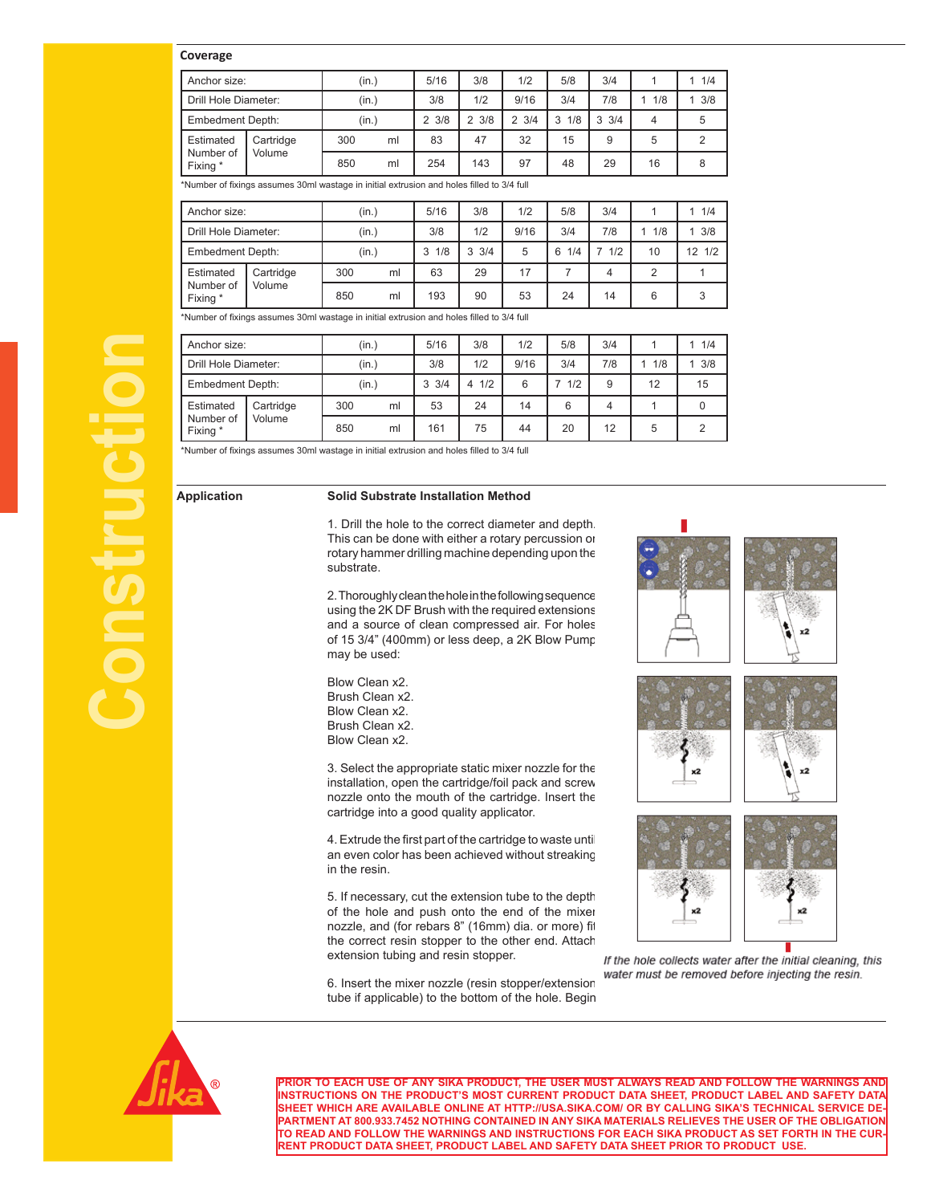## Coverage

| Anchor size: | | (in.) | | 5/16 | 3/8 | 1/2 | 5/8 | 3/4 | 1 | 1 1/4 |
|---|---|---|---|---|---|---|---|---|---|---|
| Drill Hole Diameter: | | (in.) | | 3/8 | 1/2 | 9/16 | 3/4 | 7/8 | 1 1/8 | 1 3/8 |
| Embedment Depth: | | (in.) | | 2 3/8 | 2 3/8 | 2 3/4 | 3 1/8 | 3 3/4 | 4 | 5 |
| Estimated Number of Fixing * | Cartridge Volume | 300 | ml | 83 | 47 | 32 | 15 | 9 | 5 | 2 |
| | | 850 | ml | 254 | 143 | 97 | 48 | 29 | 16 | 8 |

*Number of fixings assumes 30ml wastage in initial extrusion and holes filled to 3/4 full

| Anchor size: | | (in.) | | 5/16 | 3/8 | 1/2 | 5/8 | 3/4 | 1 | 1 1/4 |
|---|---|---|---|---|---|---|---|---|---|---|
| Drill Hole Diameter: | | (in.) | | 3/8 | 1/2 | 9/16 | 3/4 | 7/8 | 1 1/8 | 1 3/8 |
| Embedment Depth: | | (in.) | | 3 1/8 | 3 3/4 | 5 | 6 1/4 | 7 1/2 | 10 | 12 1/2 |
| Estimated Number of Fixing * | Cartridge Volume | 300 | ml | 63 | 29 | 17 | 7 | 4 | 2 | 1 |
| | | 850 | ml | 193 | 90 | 53 | 24 | 14 | 6 | 3 |

*Number of fixings assumes 30ml wastage in initial extrusion and holes filled to 3/4 full

| Anchor size: | | (in.) | | 5/16 | 3/8 | 1/2 | 5/8 | 3/4 | 1 | 1 1/4 |
|---|---|---|---|---|---|---|---|---|---|---|
| Drill Hole Diameter: | | (in.) | | 3/8 | 1/2 | 9/16 | 3/4 | 7/8 | 1 1/8 | 1 3/8 |
| Embedment Depth: | | (in.) | | 3 3/4 | 4 1/2 | 6 | 7 1/2 | 9 | 12 | 15 |
| Estimated Number of Fixing * | Cartridge Volume | 300 | ml | 53 | 24 | 14 | 6 | 4 | 1 | 0 |
| | | 850 | ml | 161 | 75 | 44 | 20 | 12 | 5 | 2 |

*Number of fixings assumes 30ml wastage in initial extrusion and holes filled to 3/4 full

## Application

### Solid Substrate Installation Method

1. Drill the hole to the correct diameter and depth. This can be done with either a rotary percussion or rotary hammer drilling machine depending upon the substrate.

2. Thoroughly clean the hole in the following sequence using the 2K DF Brush with the required extensions and a source of clean compressed air. For holes of 15 3/4" (400mm) or less deep, a 2K Blow Pump may be used:

Blow Clean x2.
Brush Clean x2.
Blow Clean x2.
Brush Clean x2.
Blow Clean x2.

3. Select the appropriate static mixer nozzle for the installation, open the cartridge/foil pack and screw nozzle onto the mouth of the cartridge. Insert the cartridge into a good quality applicator.

4. Extrude the first part of the cartridge to waste until an even color has been achieved without streaking in the resin.

5. If necessary, cut the extension tube to the depth of the hole and push onto the end of the mixer nozzle, and (for rebars 8" (16mm) dia. or more) fit the correct resin stopper to the other end. Attach extension tubing and resin stopper.

6. Insert the mixer nozzle (resin stopper/extension tube if applicable) to the bottom of the hole. Begin

*If the hole collects water after the initial cleaning, this water must be removed before injecting the resin.*

**PRIOR TO EACH USE OF ANY SIKA PRODUCT, THE USER MUST ALWAYS READ AND FOLLOW THE WARNINGS AND INSTRUCTIONS ON THE PRODUCT'S MOST CURRENT PRODUCT DATA SHEET, PRODUCT LABEL AND SAFETY DATA SHEET WHICH ARE AVAILABLE ONLINE AT HTTP://USA.SIKA.COM/ OR BY CALLING SIKA'S TECHNICAL SERVICE DEPARTMENT AT 800.933.7452 NOTHING CONTAINED IN ANY SIKA MATERIALS RELIEVES THE USER OF THE OBLIGATION TO READ AND FOLLOW THE WARNINGS AND INSTRUCTIONS FOR EACH SIKA PRODUCT AS SET FORTH IN THE CURRENT PRODUCT DATA SHEET, PRODUCT LABEL AND SAFETY DATA SHEET PRIOR TO PRODUCT USE.**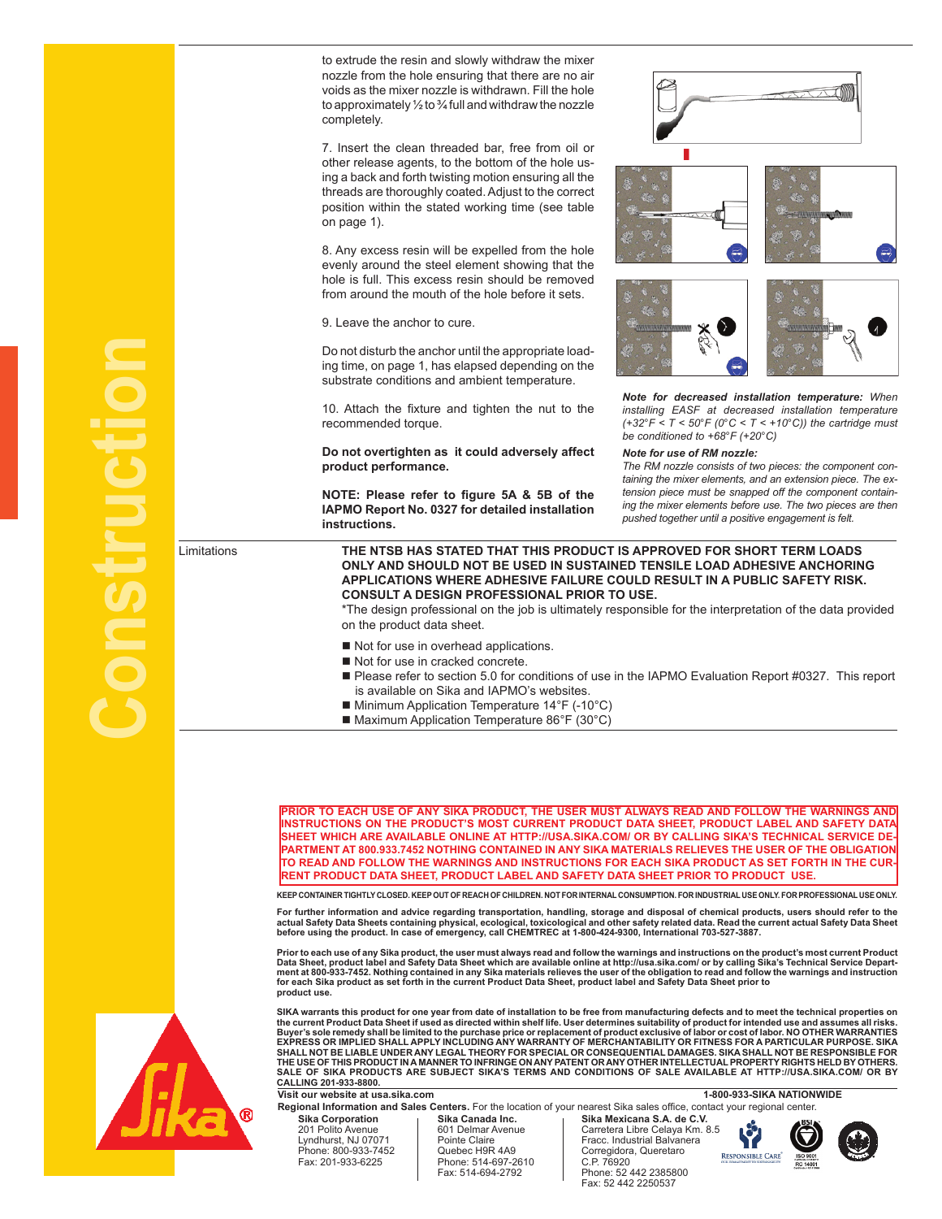to extrude the resin and slowly withdraw the mixer nozzle from the hole ensuring that there are no air voids as the mixer nozzle is withdrawn. Fill the hole to approximately ½ to ¾ full and withdraw the nozzle completely.

7. Insert the clean threaded bar, free from oil or other release agents, to the bottom of the hole using a back and forth twisting motion ensuring all the threads are thoroughly coated. Adjust to the correct position within the stated working time (see table on page 1).

8. Any excess resin will be expelled from the hole evenly around the steel element showing that the hole is full. This excess resin should be removed from around the mouth of the hole before it sets.

9. Leave the anchor to cure.

Do not disturb the anchor until the appropriate loading time, on page 1, has elapsed depending on the substrate conditions and ambient temperature.

10. Attach the fixture and tighten the nut to the recommended torque.

**Do not overtighten as it could adversely affect product performance.**

**NOTE: Please refer to figure 5A & 5B of the IAPMO Report No. 0327 for detailed installation instructions.**

***Note for decreased installation temperature:*** *When installing EASF at decreased installation temperature (+32°F < T < 50°F (0°C < T < +10°C)) the cartridge must be conditioned to +68°F (+20°C)*

***Note for use of RM nozzle:***
*The RM nozzle consists of two pieces: the component containing the mixer elements, and an extension piece. The extension piece must be snapped off the component containing the mixer elements before use. The two pieces are then pushed together until a positive engagement is felt.*

## Limitations

**THE NTSB HAS STATED THAT THIS PRODUCT IS APPROVED FOR SHORT TERM LOADS ONLY AND SHOULD NOT BE USED IN SUSTAINED TENSILE LOAD ADHESIVE ANCHORING APPLICATIONS WHERE ADHESIVE FAILURE COULD RESULT IN A PUBLIC SAFETY RISK. CONSULT A DESIGN PROFESSIONAL PRIOR TO USE.**

*The design professional on the job is ultimately responsible for the interpretation of the data provided on the product data sheet.

- Not for use in overhead applications.
- Not for use in cracked concrete.
- Please refer to section 5.0 for conditions of use in the IAPMO Evaluation Report #0327. This report is available on Sika and IAPMO's websites.
- Minimum Application Temperature 14°F (-10°C)
- Maximum Application Temperature 86°F (30°C)

**PRIOR TO EACH USE OF ANY SIKA PRODUCT, THE USER MUST ALWAYS READ AND FOLLOW THE WARNINGS AND INSTRUCTIONS ON THE PRODUCT'S MOST CURRENT PRODUCT DATA SHEET, PRODUCT LABEL AND SAFETY DATA SHEET WHICH ARE AVAILABLE ONLINE AT HTTP://USA.SIKA.COM/ OR BY CALLING SIKA'S TECHNICAL SERVICE DEPARTMENT AT 800.933.7452 NOTHING CONTAINED IN ANY SIKA MATERIALS RELIEVES THE USER OF THE OBLIGATION TO READ AND FOLLOW THE WARNINGS AND INSTRUCTIONS FOR EACH SIKA PRODUCT AS SET FORTH IN THE CURRENT PRODUCT DATA SHEET, PRODUCT LABEL AND SAFETY DATA SHEET PRIOR TO PRODUCT USE.**

**KEEP CONTAINER TIGHTLY CLOSED. KEEP OUT OF REACH OF CHILDREN. NOT FOR INTERNAL CONSUMPTION. FOR INDUSTRIAL USE ONLY. FOR PROFESSIONAL USE ONLY.**

**For further information and advice regarding transportation, handling, storage and disposal of chemical products, users should refer to the actual Safety Data Sheets containing physical, ecological, toxicological and other safety related data. Read the current actual Safety Data Sheet before using the product. In case of emergency, call CHEMTREC at 1-800-424-9300, International 703-527-3887.**

**Prior to each use of any Sika product, the user must always read and follow the warnings and instructions on the product's most current Product Data Sheet, product label and Safety Data Sheet which are available online at http://usa.sika.com/ or by calling Sika's Technical Service Department at 800-933-7452. Nothing contained in any Sika materials relieves the user of the obligation to read and follow the warnings and instruction for each Sika product as set forth in the current Product Data Sheet, product label and Safety Data Sheet prior to product use.**

**SIKA warrants this product for one year from date of installation to be free from manufacturing defects and to meet the technical properties on the current Product Data Sheet if used as directed within shelf life. User determines suitability of product for intended use and assumes all risks. Buyer's sole remedy shall be limited to the purchase price or replacement of product exclusive of labor or cost of labor. NO OTHER WARRANTIES EXPRESS OR IMPLIED SHALL APPLY INCLUDING ANY WARRANTY OF MERCHANTABILITY OR FITNESS FOR A PARTICULAR PURPOSE. SIKA SHALL NOT BE LIABLE UNDER ANY LEGAL THEORY FOR SPECIAL OR CONSEQUENTIAL DAMAGES. SIKA SHALL NOT BE RESPONSIBLE FOR THE USE OF THIS PRODUCT IN A MANNER TO INFRINGE ON ANY PATENT OR ANY OTHER INTELLECTUAL PROPERTY RIGHTS HELD BY OTHERS. SALE OF SIKA PRODUCTS ARE SUBJECT SIKA'S TERMS AND CONDITIONS OF SALE AVAILABLE AT HTTP://USA.SIKA.COM/ OR BY CALLING 201-933-8800.**

**Visit our website at usa.sika.com** **1-800-933-SIKA NATIONWIDE**

**Regional Information and Sales Centers.** For the location of your nearest Sika sales office, contact your regional center.

**Sika Corporation**
201 Polito Avenue
Lyndhurst, NJ 07071
Phone: 800-933-7452
Fax: 201-933-6225

**Sika Canada Inc.**
601 Delmar Avenue
Pointe Claire
Quebec H9R 4A9
Phone: 514-697-2610
Fax: 514-694-2792

**Sika Mexicana S.A. de C.V.**
Carretera Libre Celaya Km. 8.5
Fracc. Industrial Balvanera
Corregidora, Queretaro
C.P. 76920
Phone: 52 442 2385800
Fax: 52 442 2250537